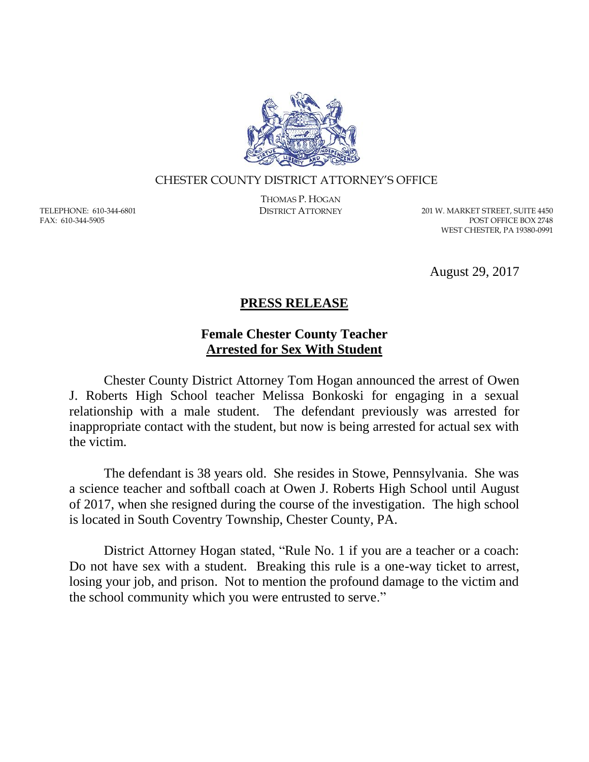CHESTER COUNTY DISTRICT ATTORNEY'S OFFICE

THOMAS P. HOGAN
DISTRICT ATTORNEY

TELEPHONE: 610-344-6801
FAX: 610-344-5905

201 W. MARKET STREET, SUITE 4450
POST OFFICE BOX 2748
WEST CHESTER, PA 19380-0991

August 29, 2017

# PRESS RELEASE

## Female Chester County Teacher Arrested for Sex With Student

Chester County District Attorney Tom Hogan announced the arrest of Owen J. Roberts High School teacher Melissa Bonkoski for engaging in a sexual relationship with a male student. The defendant previously was arrested for inappropriate contact with the student, but now is being arrested for actual sex with the victim.

The defendant is 38 years old. She resides in Stowe, Pennsylvania. She was a science teacher and softball coach at Owen J. Roberts High School until August of 2017, when she resigned during the course of the investigation. The high school is located in South Coventry Township, Chester County, PA.

District Attorney Hogan stated, "Rule No. 1 if you are a teacher or a coach: Do not have sex with a student. Breaking this rule is a one-way ticket to arrest, losing your job, and prison. Not to mention the profound damage to the victim and the school community which you were entrusted to serve."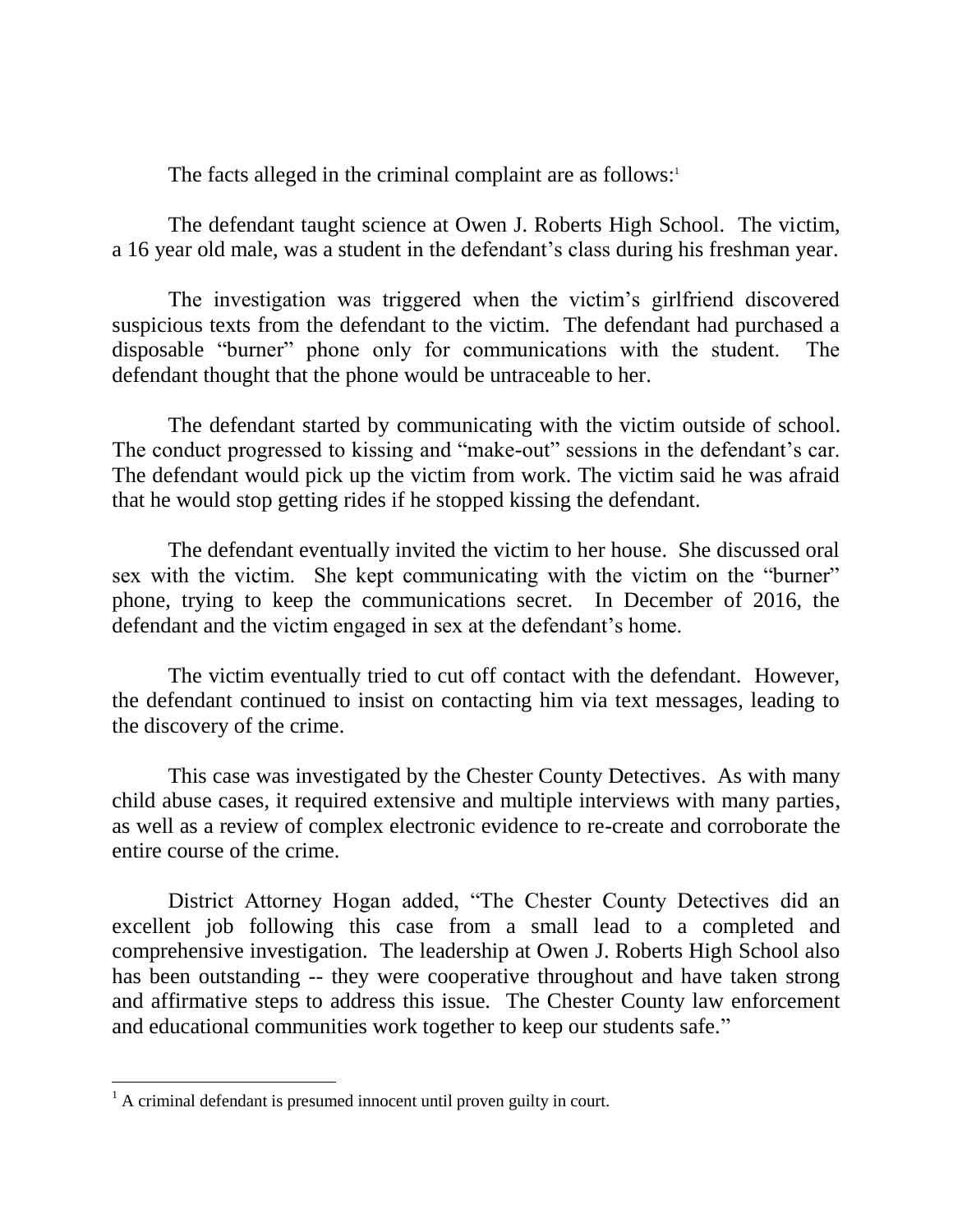The facts alleged in the criminal complaint are as follows:[1]

The defendant taught science at Owen J. Roberts High School. The victim, a 16 year old male, was a student in the defendant's class during his freshman year.

The investigation was triggered when the victim's girlfriend discovered suspicious texts from the defendant to the victim. The defendant had purchased a disposable "burner" phone only for communications with the student. The defendant thought that the phone would be untraceable to her.

The defendant started by communicating with the victim outside of school. The conduct progressed to kissing and "make-out" sessions in the defendant's car. The defendant would pick up the victim from work. The victim said he was afraid that he would stop getting rides if he stopped kissing the defendant.

The defendant eventually invited the victim to her house. She discussed oral sex with the victim. She kept communicating with the victim on the "burner" phone, trying to keep the communications secret. In December of 2016, the defendant and the victim engaged in sex at the defendant's home.

The victim eventually tried to cut off contact with the defendant. However, the defendant continued to insist on contacting him via text messages, leading to the discovery of the crime.

This case was investigated by the Chester County Detectives. As with many child abuse cases, it required extensive and multiple interviews with many parties, as well as a review of complex electronic evidence to re-create and corroborate the entire course of the crime.

District Attorney Hogan added, "The Chester County Detectives did an excellent job following this case from a small lead to a completed and comprehensive investigation. The leadership at Owen J. Roberts High School also has been outstanding -- they were cooperative throughout and have taken strong and affirmative steps to address this issue. The Chester County law enforcement and educational communities work together to keep our students safe."

---

[1] A criminal defendant is presumed innocent until proven guilty in court.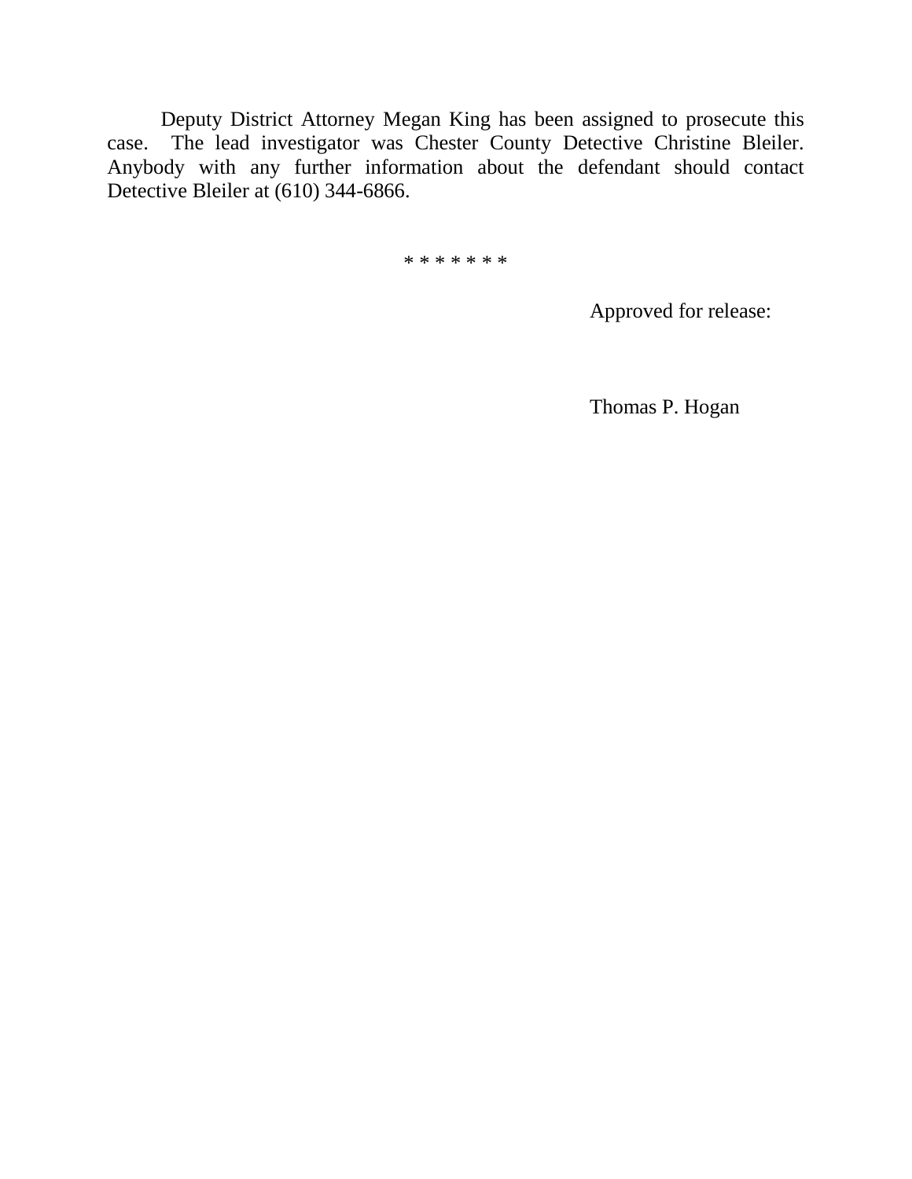Deputy District Attorney Megan King has been assigned to prosecute this case. The lead investigator was Chester County Detective Christine Bleiler. Anybody with any further information about the defendant should contact Detective Bleiler at (610) 344-6866.

\* \* \* \* \* \* \*

Approved for release:

Thomas P. Hogan